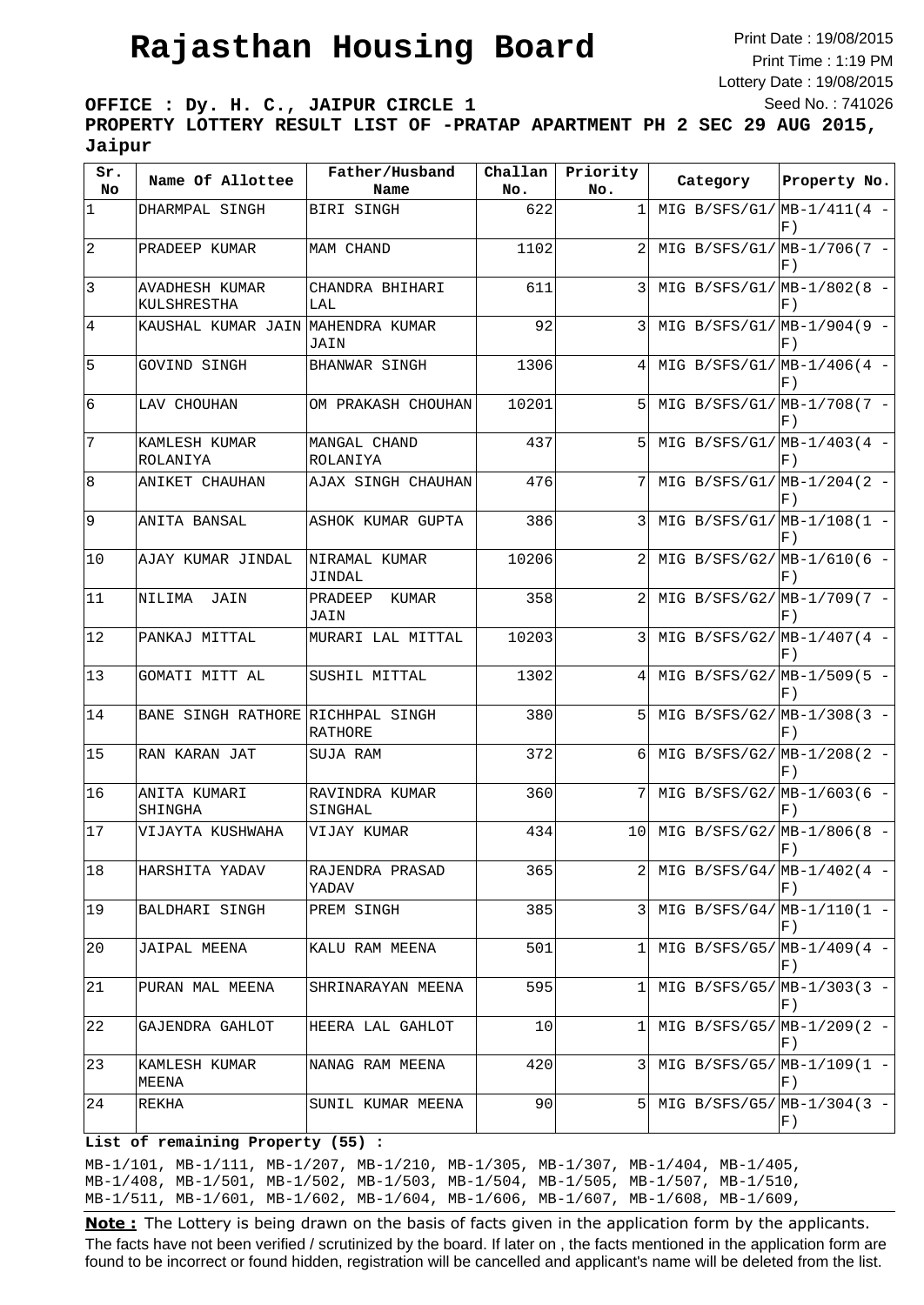# Rajasthan Housing Board

Print Date : 19/08/2015
Print Time : 1:19 PM
Lottery Date : 19/08/2015
Seed No. : 741026

**OFFICE : Dy. H. C., JAIPUR CIRCLE 1**

**PROPERTY LOTTERY RESULT LIST OF -PRATAP APARTMENT PH 2 SEC 29 AUG 2015, Jaipur**

| Sr. No | Name Of Allottee | Father/Husband Name | Challan No. | Priority No. | Category | Property No. |
|---|---|---|---|---|---|---|
| 1 | DHARMPAL SINGH | BIRI SINGH | 622 | 1 | MIG B/SFS/G1/ | MB-1/411(4 - F) |
| 2 | PRADEEP KUMAR | MAM CHAND | 1102 | 2 | MIG B/SFS/G1/ | MB-1/706(7 - F) |
| 3 | AVADHESH KUMAR KULSHRESTHA | CHANDRA BHIHARI LAL | 611 | 3 | MIG B/SFS/G1/ | MB-1/802(8 - F) |
| 4 | KAUSHAL KUMAR JAIN | MAHENDRA KUMAR JAIN | 92 | 3 | MIG B/SFS/G1/ | MB-1/904(9 - F) |
| 5 | GOVIND SINGH | BHANWAR SINGH | 1306 | 4 | MIG B/SFS/G1/ | MB-1/406(4 - F) |
| 6 | LAV CHOUHAN | OM PRAKASH CHOUHAN | 10201 | 5 | MIG B/SFS/G1/ | MB-1/708(7 - F) |
| 7 | KAMLESH KUMAR ROLANIYA | MANGAL CHAND ROLANIYA | 437 | 5 | MIG B/SFS/G1/ | MB-1/403(4 - F) |
| 8 | ANIKET CHAUHAN | AJAX SINGH CHAUHAN | 476 | 7 | MIG B/SFS/G1/ | MB-1/204(2 - F) |
| 9 | ANITA BANSAL | ASHOK KUMAR GUPTA | 386 | 3 | MIG B/SFS/G1/ | MB-1/108(1 - F) |
| 10 | AJAY KUMAR JINDAL | NIRAMAL KUMAR JINDAL | 10206 | 2 | MIG B/SFS/G2/ | MB-1/610(6 - F) |
| 11 | NILIMA JAIN | PRADEEP KUMAR JAIN | 358 | 2 | MIG B/SFS/G2/ | MB-1/709(7 - F) |
| 12 | PANKAJ MITTAL | MURARI LAL MITTAL | 10203 | 3 | MIG B/SFS/G2/ | MB-1/407(4 - F) |
| 13 | GOMATI MITT AL | SUSHIL MITTAL | 1302 | 4 | MIG B/SFS/G2/ | MB-1/509(5 - F) |
| 14 | BANE SINGH RATHORE | RICHHPAL SINGH RATHORE | 380 | 5 | MIG B/SFS/G2/ | MB-1/308(3 - F) |
| 15 | RAN KARAN JAT | SUJA RAM | 372 | 6 | MIG B/SFS/G2/ | MB-1/208(2 - F) |
| 16 | ANITA KUMARI SHINGHA | RAVINDRA KUMAR SINGHAL | 360 | 7 | MIG B/SFS/G2/ | MB-1/603(6 - F) |
| 17 | VIJAYTA KUSHWAHA | VIJAY KUMAR | 434 | 10 | MIG B/SFS/G2/ | MB-1/806(8 - F) |
| 18 | HARSHITA YADAV | RAJENDRA PRASAD YADAV | 365 | 2 | MIG B/SFS/G4/ | MB-1/402(4 - F) |
| 19 | BALDHARI SINGH | PREM SINGH | 385 | 3 | MIG B/SFS/G4/ | MB-1/110(1 - F) |
| 20 | JAIPAL MEENA | KALU RAM MEENA | 501 | 1 | MIG B/SFS/G5/ | MB-1/409(4 - F) |
| 21 | PURAN MAL MEENA | SHRINARAYAN MEENA | 595 | 1 | MIG B/SFS/G5/ | MB-1/303(3 - F) |
| 22 | GAJENDRA GAHLOT | HEERA LAL GAHLOT | 10 | 1 | MIG B/SFS/G5/ | MB-1/209(2 - F) |
| 23 | KAMLESH KUMAR MEENA | NANAG RAM MEENA | 420 | 3 | MIG B/SFS/G5/ | MB-1/109(1 - F) |
| 24 | REKHA | SUNIL KUMAR MEENA | 90 | 5 | MIG B/SFS/G5/ | MB-1/304(3 - F) |

**List of remaining Property (55) :**

MB-1/101, MB-1/111, MB-1/207, MB-1/210, MB-1/305, MB-1/307, MB-1/404, MB-1/405, MB-1/408, MB-1/501, MB-1/502, MB-1/503, MB-1/504, MB-1/505, MB-1/507, MB-1/510, MB-1/511, MB-1/601, MB-1/602, MB-1/604, MB-1/606, MB-1/607, MB-1/608, MB-1/609,

**Note :** The Lottery is being drawn on the basis of facts given in the application form by the applicants. The facts have not been verified / scrutinized by the board. If later on , the facts mentioned in the application form are found to be incorrect or found hidden, registration will be cancelled and applicant's name will be deleted from the list.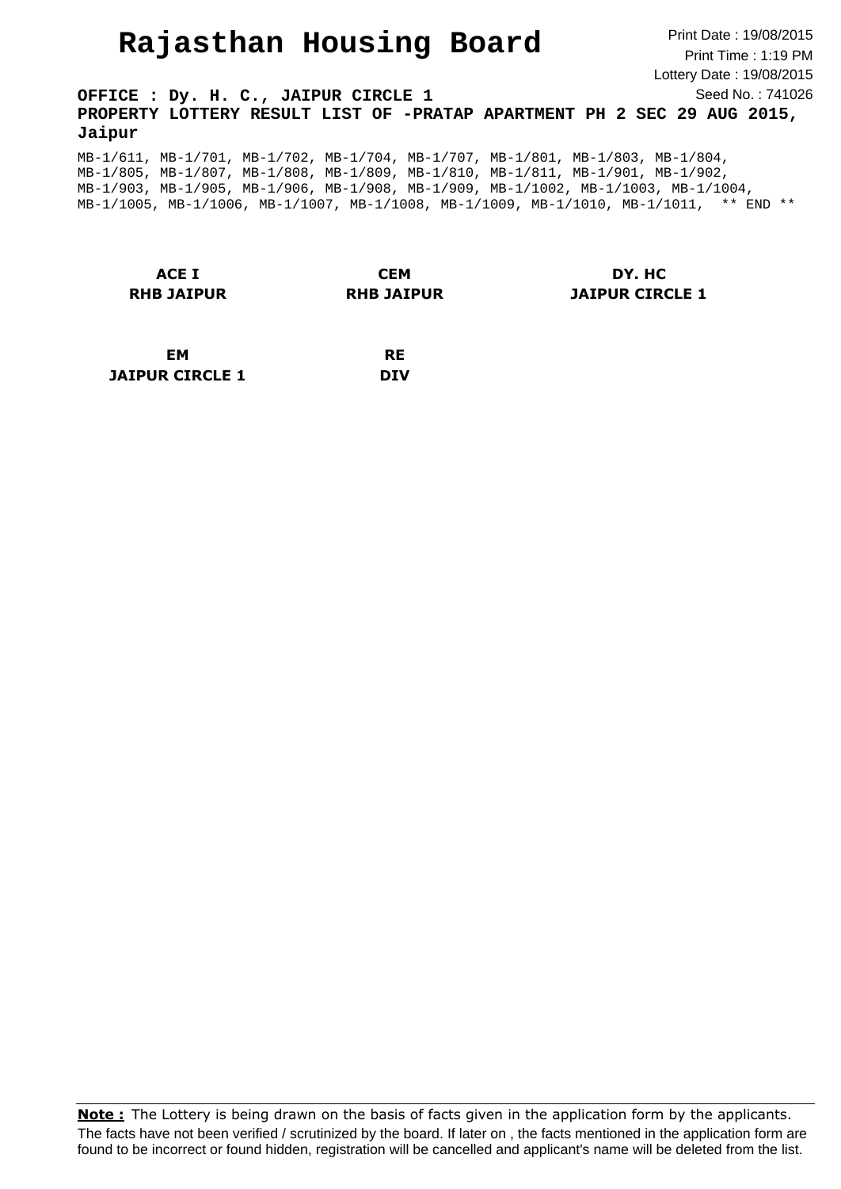# Rajasthan Housing Board

Print Date : 19/08/2015
Print Time : 1:19 PM
Lottery Date : 19/08/2015
Seed No. : 741026

**OFFICE : Dy. H. C., JAIPUR CIRCLE 1**

**PROPERTY LOTTERY RESULT LIST OF -PRATAP APARTMENT PH 2 SEC 29 AUG 2015, Jaipur**

MB-1/611, MB-1/701, MB-1/702, MB-1/704, MB-1/707, MB-1/801, MB-1/803, MB-1/804, MB-1/805, MB-1/807, MB-1/808, MB-1/809, MB-1/810, MB-1/811, MB-1/901, MB-1/902, MB-1/903, MB-1/905, MB-1/906, MB-1/908, MB-1/909, MB-1/1002, MB-1/1003, MB-1/1004, MB-1/1005, MB-1/1006, MB-1/1007, MB-1/1008, MB-1/1009, MB-1/1010, MB-1/1011, ** END **

| | | |
|---|---|---|
| **ACE I**<br>**RHB JAIPUR** | **CEM**<br>**RHB JAIPUR** | **DY. HC**<br>**JAIPUR CIRCLE 1** |
| **EM**<br>**JAIPUR CIRCLE 1** | **RE**<br>**DIV** | |

**Note :** The Lottery is being drawn on the basis of facts given in the application form by the applicants. The facts have not been verified / scrutinized by the board. If later on , the facts mentioned in the application form are found to be incorrect or found hidden, registration will be cancelled and applicant's name will be deleted from the list.